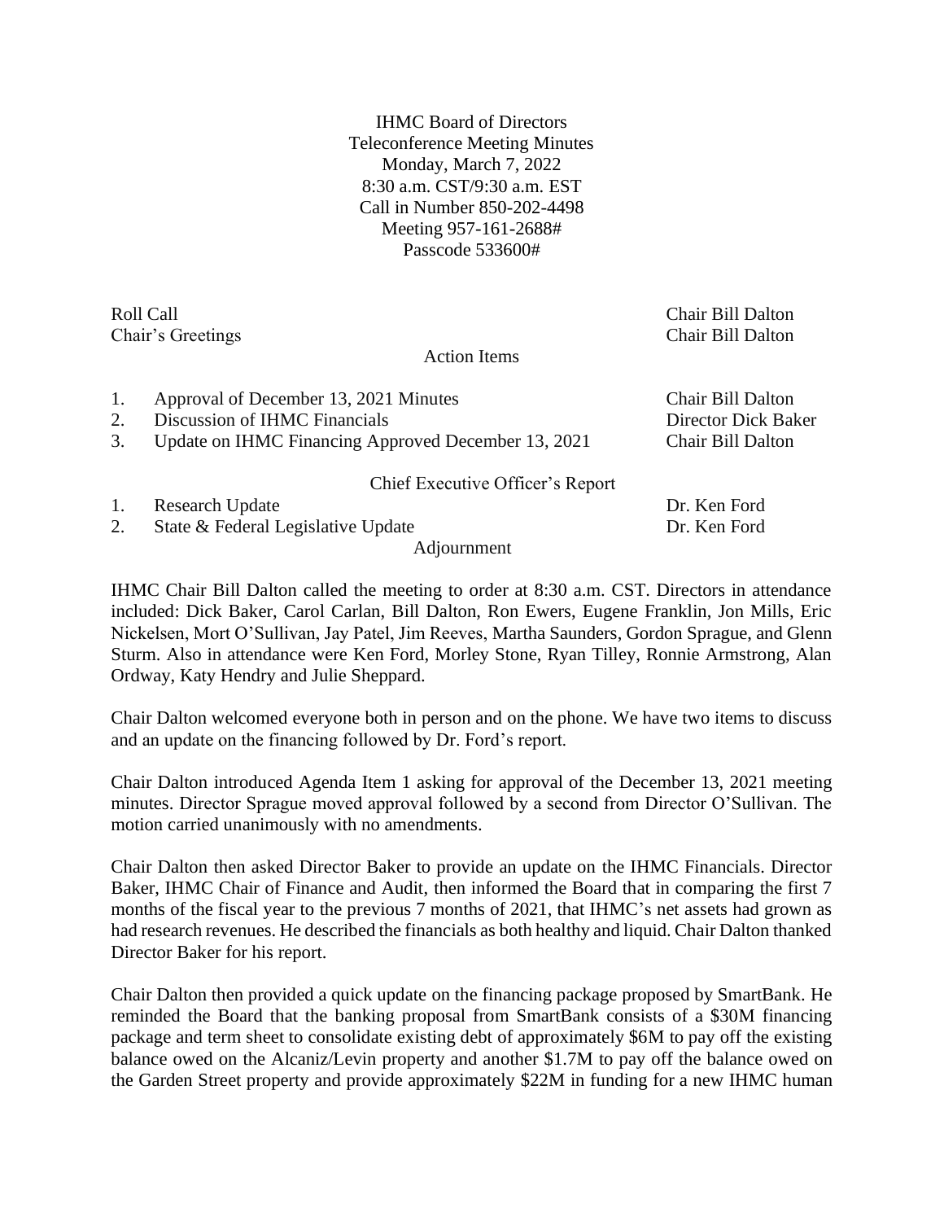IHMC Board of Directors
Teleconference Meeting Minutes
Monday, March 7, 2022
8:30 a.m. CST/9:30 a.m. EST
Call in Number 850-202-4498
Meeting 957-161-2688#
Passcode 533600#

| | | |
|---|---|---|
| Roll Call | | Chair Bill Dalton |
| Chair's Greetings | | Chair Bill Dalton |
| | **Action Items** | |
| 1. | Approval of December 13, 2021 Minutes | Chair Bill Dalton |
| 2. | Discussion of IHMC Financials | Director Dick Baker |
| 3. | Update on IHMC Financing Approved December 13, 2021 | Chair Bill Dalton |
| | **Chief Executive Officer's Report** | |
| 1. | Research Update | Dr. Ken Ford |
| 2. | State & Federal Legislative Update | Dr. Ken Ford |
| | **Adjournment** | |

IHMC Chair Bill Dalton called the meeting to order at 8:30 a.m. CST. Directors in attendance included: Dick Baker, Carol Carlan, Bill Dalton, Ron Ewers, Eugene Franklin, Jon Mills, Eric Nickelsen, Mort O'Sullivan, Jay Patel, Jim Reeves, Martha Saunders, Gordon Sprague, and Glenn Sturm. Also in attendance were Ken Ford, Morley Stone, Ryan Tilley, Ronnie Armstrong, Alan Ordway, Katy Hendry and Julie Sheppard.

Chair Dalton welcomed everyone both in person and on the phone. We have two items to discuss and an update on the financing followed by Dr. Ford's report.

Chair Dalton introduced Agenda Item 1 asking for approval of the December 13, 2021 meeting minutes. Director Sprague moved approval followed by a second from Director O'Sullivan. The motion carried unanimously with no amendments.

Chair Dalton then asked Director Baker to provide an update on the IHMC Financials. Director Baker, IHMC Chair of Finance and Audit, then informed the Board that in comparing the first 7 months of the fiscal year to the previous 7 months of 2021, that IHMC's net assets had grown as had research revenues. He described the financials as both healthy and liquid. Chair Dalton thanked Director Baker for his report.

Chair Dalton then provided a quick update on the financing package proposed by SmartBank. He reminded the Board that the banking proposal from SmartBank consists of a $30M financing package and term sheet to consolidate existing debt of approximately $6M to pay off the existing balance owed on the Alcaniz/Levin property and another $1.7M to pay off the balance owed on the Garden Street property and provide approximately $22M in funding for a new IHMC human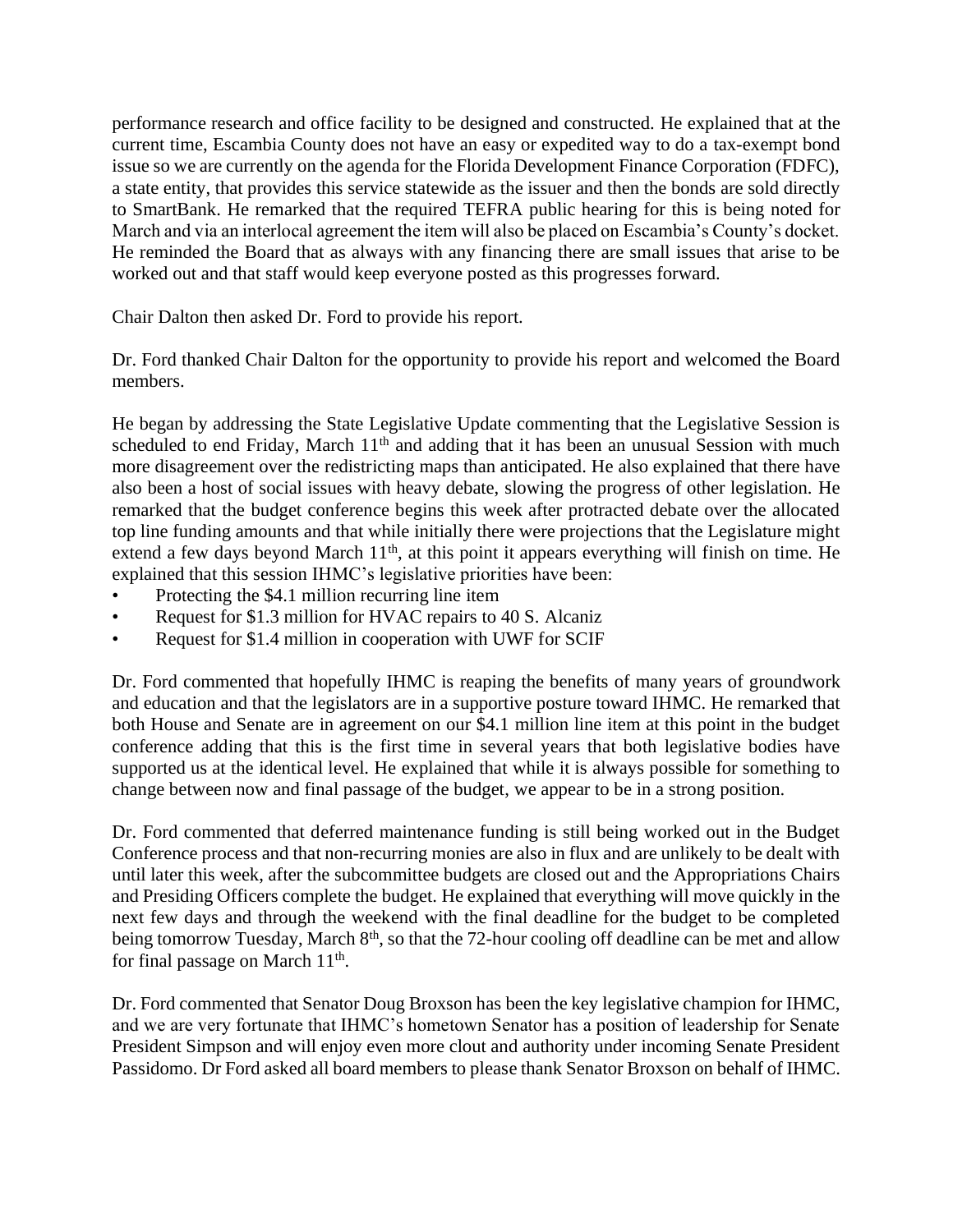performance research and office facility to be designed and constructed. He explained that at the current time, Escambia County does not have an easy or expedited way to do a tax-exempt bond issue so we are currently on the agenda for the Florida Development Finance Corporation (FDFC), a state entity, that provides this service statewide as the issuer and then the bonds are sold directly to SmartBank. He remarked that the required TEFRA public hearing for this is being noted for March and via an interlocal agreement the item will also be placed on Escambia's County's docket. He reminded the Board that as always with any financing there are small issues that arise to be worked out and that staff would keep everyone posted as this progresses forward.

Chair Dalton then asked Dr. Ford to provide his report.

Dr. Ford thanked Chair Dalton for the opportunity to provide his report and welcomed the Board members.

He began by addressing the State Legislative Update commenting that the Legislative Session is scheduled to end Friday, March 11th and adding that it has been an unusual Session with much more disagreement over the redistricting maps than anticipated. He also explained that there have also been a host of social issues with heavy debate, slowing the progress of other legislation. He remarked that the budget conference begins this week after protracted debate over the allocated top line funding amounts and that while initially there were projections that the Legislature might extend a few days beyond March 11th, at this point it appears everything will finish on time. He explained that this session IHMC's legislative priorities have been:

- Protecting the $4.1 million recurring line item
- Request for $1.3 million for HVAC repairs to 40 S. Alcaniz
- Request for $1.4 million in cooperation with UWF for SCIF

Dr. Ford commented that hopefully IHMC is reaping the benefits of many years of groundwork and education and that the legislators are in a supportive posture toward IHMC. He remarked that both House and Senate are in agreement on our $4.1 million line item at this point in the budget conference adding that this is the first time in several years that both legislative bodies have supported us at the identical level. He explained that while it is always possible for something to change between now and final passage of the budget, we appear to be in a strong position.

Dr. Ford commented that deferred maintenance funding is still being worked out in the Budget Conference process and that non-recurring monies are also in flux and are unlikely to be dealt with until later this week, after the subcommittee budgets are closed out and the Appropriations Chairs and Presiding Officers complete the budget. He explained that everything will move quickly in the next few days and through the weekend with the final deadline for the budget to be completed being tomorrow Tuesday, March 8th, so that the 72-hour cooling off deadline can be met and allow for final passage on March 11th.

Dr. Ford commented that Senator Doug Broxson has been the key legislative champion for IHMC, and we are very fortunate that IHMC's hometown Senator has a position of leadership for Senate President Simpson and will enjoy even more clout and authority under incoming Senate President Passidomo. Dr Ford asked all board members to please thank Senator Broxson on behalf of IHMC.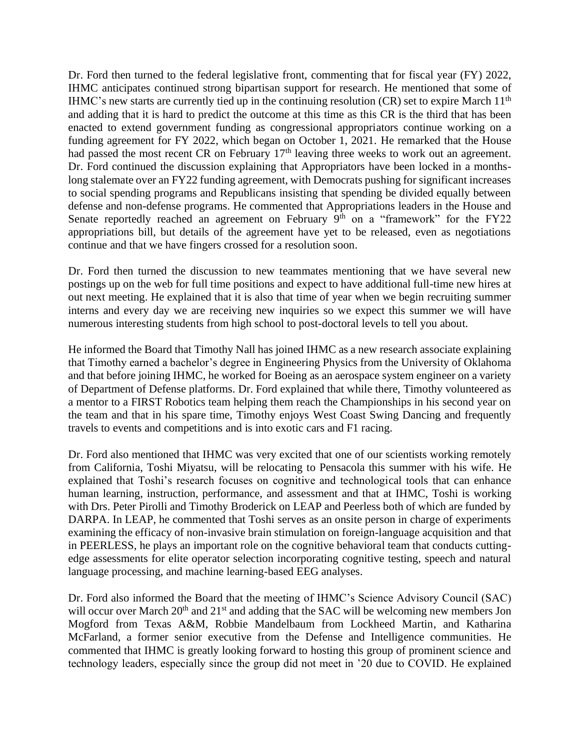Dr. Ford then turned to the federal legislative front, commenting that for fiscal year (FY) 2022, IHMC anticipates continued strong bipartisan support for research. He mentioned that some of IHMC's new starts are currently tied up in the continuing resolution (CR) set to expire March 11th and adding that it is hard to predict the outcome at this time as this CR is the third that has been enacted to extend government funding as congressional appropriators continue working on a funding agreement for FY 2022, which began on October 1, 2021. He remarked that the House had passed the most recent CR on February 17th leaving three weeks to work out an agreement. Dr. Ford continued the discussion explaining that Appropriators have been locked in a months-long stalemate over an FY22 funding agreement, with Democrats pushing for significant increases to social spending programs and Republicans insisting that spending be divided equally between defense and non-defense programs. He commented that Appropriations leaders in the House and Senate reportedly reached an agreement on February 9th on a "framework" for the FY22 appropriations bill, but details of the agreement have yet to be released, even as negotiations continue and that we have fingers crossed for a resolution soon.

Dr. Ford then turned the discussion to new teammates mentioning that we have several new postings up on the web for full time positions and expect to have additional full-time new hires at out next meeting. He explained that it is also that time of year when we begin recruiting summer interns and every day we are receiving new inquiries so we expect this summer we will have numerous interesting students from high school to post-doctoral levels to tell you about.

He informed the Board that Timothy Nall has joined IHMC as a new research associate explaining that Timothy earned a bachelor's degree in Engineering Physics from the University of Oklahoma and that before joining IHMC, he worked for Boeing as an aerospace system engineer on a variety of Department of Defense platforms. Dr. Ford explained that while there, Timothy volunteered as a mentor to a FIRST Robotics team helping them reach the Championships in his second year on the team and that in his spare time, Timothy enjoys West Coast Swing Dancing and frequently travels to events and competitions and is into exotic cars and F1 racing.

Dr. Ford also mentioned that IHMC was very excited that one of our scientists working remotely from California, Toshi Miyatsu, will be relocating to Pensacola this summer with his wife. He explained that Toshi's research focuses on cognitive and technological tools that can enhance human learning, instruction, performance, and assessment and that at IHMC, Toshi is working with Drs. Peter Pirolli and Timothy Broderick on LEAP and Peerless both of which are funded by DARPA. In LEAP, he commented that Toshi serves as an onsite person in charge of experiments examining the efficacy of non-invasive brain stimulation on foreign-language acquisition and that in PEERLESS, he plays an important role on the cognitive behavioral team that conducts cutting-edge assessments for elite operator selection incorporating cognitive testing, speech and natural language processing, and machine learning-based EEG analyses.

Dr. Ford also informed the Board that the meeting of IHMC's Science Advisory Council (SAC) will occur over March 20th and 21st and adding that the SAC will be welcoming new members Jon Mogford from Texas A&M, Robbie Mandelbaum from Lockheed Martin, and Katharina McFarland, a former senior executive from the Defense and Intelligence communities. He commented that IHMC is greatly looking forward to hosting this group of prominent science and technology leaders, especially since the group did not meet in '20 due to COVID. He explained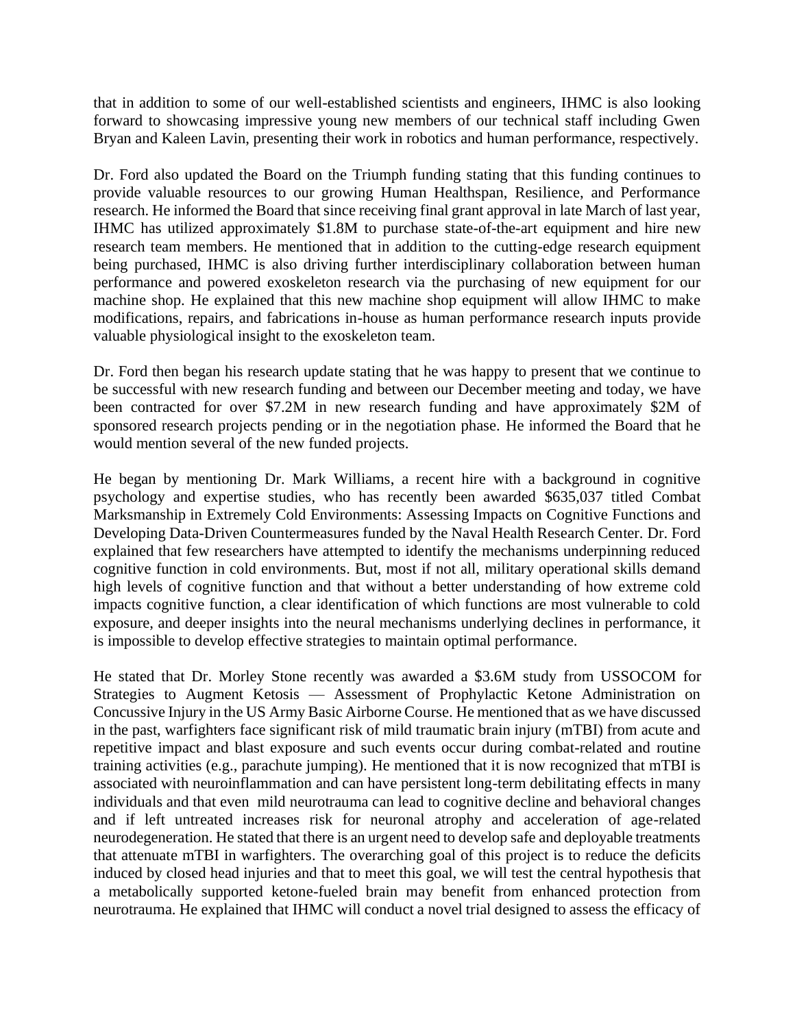that in addition to some of our well-established scientists and engineers, IHMC is also looking forward to showcasing impressive young new members of our technical staff including Gwen Bryan and Kaleen Lavin, presenting their work in robotics and human performance, respectively.

Dr. Ford also updated the Board on the Triumph funding stating that this funding continues to provide valuable resources to our growing Human Healthspan, Resilience, and Performance research. He informed the Board that since receiving final grant approval in late March of last year, IHMC has utilized approximately $1.8M to purchase state-of-the-art equipment and hire new research team members. He mentioned that in addition to the cutting-edge research equipment being purchased, IHMC is also driving further interdisciplinary collaboration between human performance and powered exoskeleton research via the purchasing of new equipment for our machine shop. He explained that this new machine shop equipment will allow IHMC to make modifications, repairs, and fabrications in-house as human performance research inputs provide valuable physiological insight to the exoskeleton team.

Dr. Ford then began his research update stating that he was happy to present that we continue to be successful with new research funding and between our December meeting and today, we have been contracted for over $7.2M in new research funding and have approximately $2M of sponsored research projects pending or in the negotiation phase. He informed the Board that he would mention several of the new funded projects.

He began by mentioning Dr. Mark Williams, a recent hire with a background in cognitive psychology and expertise studies, who has recently been awarded $635,037 titled Combat Marksmanship in Extremely Cold Environments: Assessing Impacts on Cognitive Functions and Developing Data-Driven Countermeasures funded by the Naval Health Research Center. Dr. Ford explained that few researchers have attempted to identify the mechanisms underpinning reduced cognitive function in cold environments. But, most if not all, military operational skills demand high levels of cognitive function and that without a better understanding of how extreme cold impacts cognitive function, a clear identification of which functions are most vulnerable to cold exposure, and deeper insights into the neural mechanisms underlying declines in performance, it is impossible to develop effective strategies to maintain optimal performance.

He stated that Dr. Morley Stone recently was awarded a $3.6M study from USSOCOM for Strategies to Augment Ketosis — Assessment of Prophylactic Ketone Administration on Concussive Injury in the US Army Basic Airborne Course. He mentioned that as we have discussed in the past, warfighters face significant risk of mild traumatic brain injury (mTBI) from acute and repetitive impact and blast exposure and such events occur during combat-related and routine training activities (e.g., parachute jumping). He mentioned that it is now recognized that mTBI is associated with neuroinflammation and can have persistent long-term debilitating effects in many individuals and that even mild neurotrauma can lead to cognitive decline and behavioral changes and if left untreated increases risk for neuronal atrophy and acceleration of age-related neurodegeneration. He stated that there is an urgent need to develop safe and deployable treatments that attenuate mTBI in warfighters. The overarching goal of this project is to reduce the deficits induced by closed head injuries and that to meet this goal, we will test the central hypothesis that a metabolically supported ketone-fueled brain may benefit from enhanced protection from neurotrauma. He explained that IHMC will conduct a novel trial designed to assess the efficacy of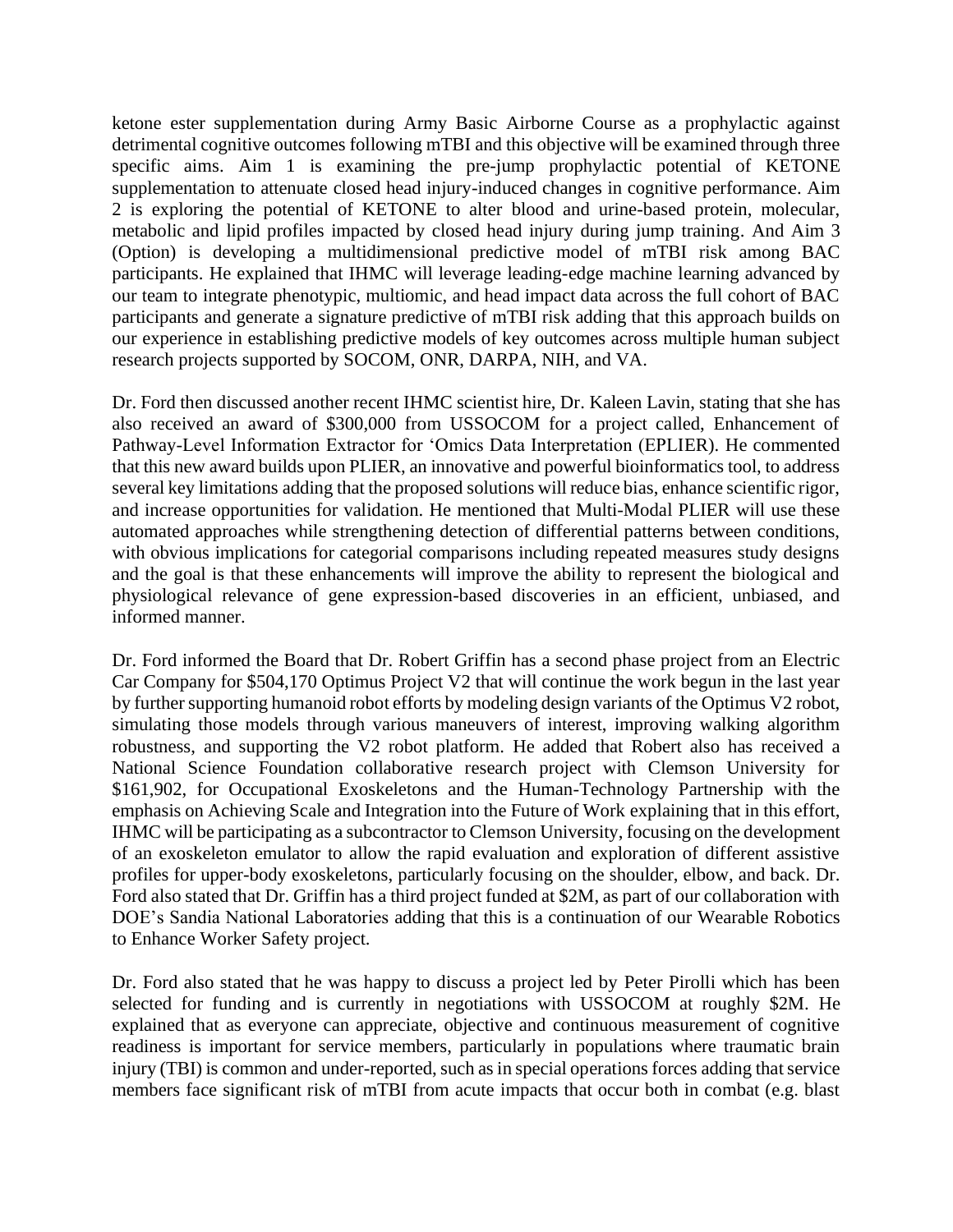ketone ester supplementation during Army Basic Airborne Course as a prophylactic against detrimental cognitive outcomes following mTBI and this objective will be examined through three specific aims. Aim 1 is examining the pre-jump prophylactic potential of KETONE supplementation to attenuate closed head injury-induced changes in cognitive performance. Aim 2 is exploring the potential of KETONE to alter blood and urine-based protein, molecular, metabolic and lipid profiles impacted by closed head injury during jump training. And Aim 3 (Option) is developing a multidimensional predictive model of mTBI risk among BAC participants. He explained that IHMC will leverage leading-edge machine learning advanced by our team to integrate phenotypic, multiomic, and head impact data across the full cohort of BAC participants and generate a signature predictive of mTBI risk adding that this approach builds on our experience in establishing predictive models of key outcomes across multiple human subject research projects supported by SOCOM, ONR, DARPA, NIH, and VA.

Dr. Ford then discussed another recent IHMC scientist hire, Dr. Kaleen Lavin, stating that she has also received an award of $300,000 from USSOCOM for a project called, Enhancement of Pathway-Level Information Extractor for 'Omics Data Interpretation (EPLIER). He commented that this new award builds upon PLIER, an innovative and powerful bioinformatics tool, to address several key limitations adding that the proposed solutions will reduce bias, enhance scientific rigor, and increase opportunities for validation. He mentioned that Multi-Modal PLIER will use these automated approaches while strengthening detection of differential patterns between conditions, with obvious implications for categorial comparisons including repeated measures study designs and the goal is that these enhancements will improve the ability to represent the biological and physiological relevance of gene expression-based discoveries in an efficient, unbiased, and informed manner.

Dr. Ford informed the Board that Dr. Robert Griffin has a second phase project from an Electric Car Company for $504,170 Optimus Project V2 that will continue the work begun in the last year by further supporting humanoid robot efforts by modeling design variants of the Optimus V2 robot, simulating those models through various maneuvers of interest, improving walking algorithm robustness, and supporting the V2 robot platform. He added that Robert also has received a National Science Foundation collaborative research project with Clemson University for $161,902, for Occupational Exoskeletons and the Human-Technology Partnership with the emphasis on Achieving Scale and Integration into the Future of Work explaining that in this effort, IHMC will be participating as a subcontractor to Clemson University, focusing on the development of an exoskeleton emulator to allow the rapid evaluation and exploration of different assistive profiles for upper-body exoskeletons, particularly focusing on the shoulder, elbow, and back. Dr. Ford also stated that Dr. Griffin has a third project funded at $2M, as part of our collaboration with DOE's Sandia National Laboratories adding that this is a continuation of our Wearable Robotics to Enhance Worker Safety project.

Dr. Ford also stated that he was happy to discuss a project led by Peter Pirolli which has been selected for funding and is currently in negotiations with USSOCOM at roughly $2M. He explained that as everyone can appreciate, objective and continuous measurement of cognitive readiness is important for service members, particularly in populations where traumatic brain injury (TBI) is common and under-reported, such as in special operations forces adding that service members face significant risk of mTBI from acute impacts that occur both in combat (e.g. blast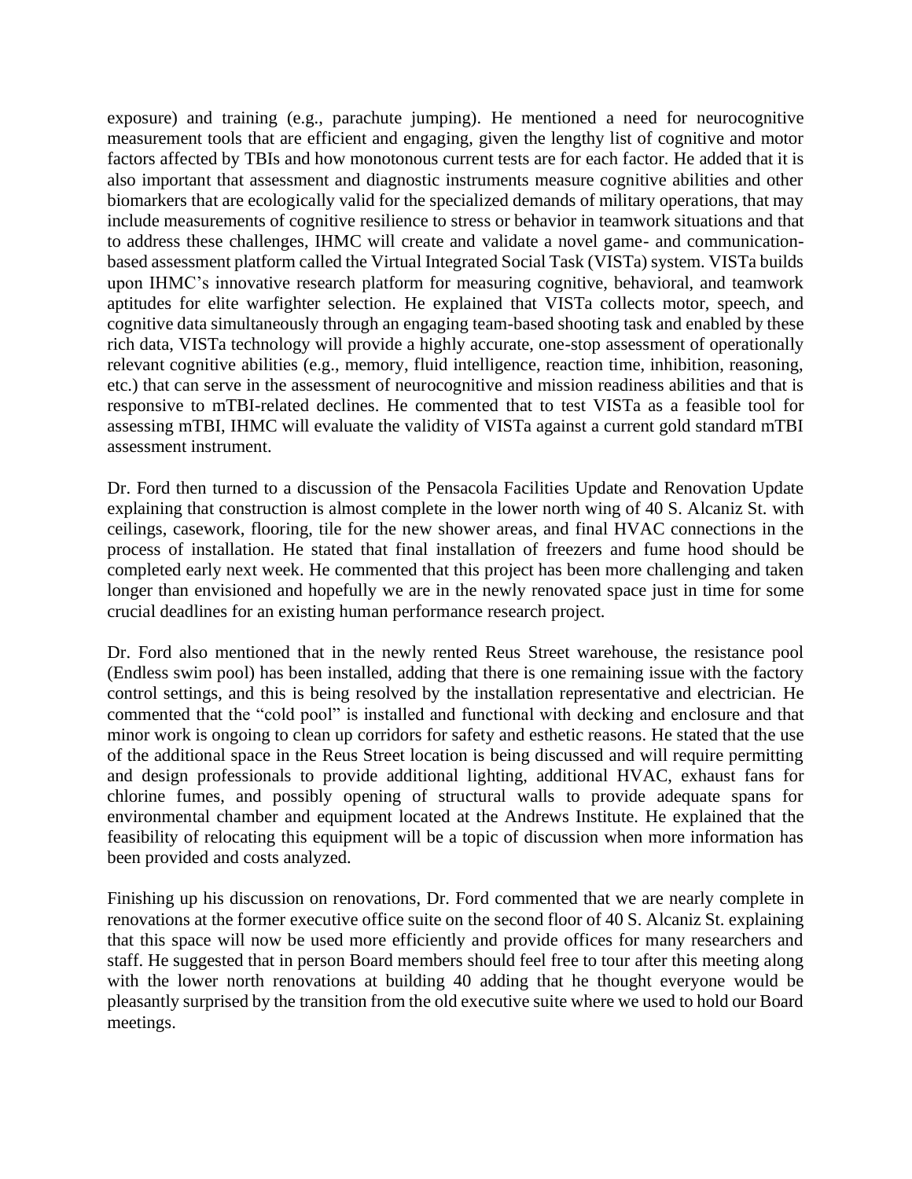exposure) and training (e.g., parachute jumping). He mentioned a need for neurocognitive measurement tools that are efficient and engaging, given the lengthy list of cognitive and motor factors affected by TBIs and how monotonous current tests are for each factor. He added that it is also important that assessment and diagnostic instruments measure cognitive abilities and other biomarkers that are ecologically valid for the specialized demands of military operations, that may include measurements of cognitive resilience to stress or behavior in teamwork situations and that to address these challenges, IHMC will create and validate a novel game- and communication-based assessment platform called the Virtual Integrated Social Task (VISTa) system. VISTa builds upon IHMC's innovative research platform for measuring cognitive, behavioral, and teamwork aptitudes for elite warfighter selection. He explained that VISTa collects motor, speech, and cognitive data simultaneously through an engaging team-based shooting task and enabled by these rich data, VISTa technology will provide a highly accurate, one-stop assessment of operationally relevant cognitive abilities (e.g., memory, fluid intelligence, reaction time, inhibition, reasoning, etc.) that can serve in the assessment of neurocognitive and mission readiness abilities and that is responsive to mTBI-related declines. He commented that to test VISTa as a feasible tool for assessing mTBI, IHMC will evaluate the validity of VISTa against a current gold standard mTBI assessment instrument.

Dr. Ford then turned to a discussion of the Pensacola Facilities Update and Renovation Update explaining that construction is almost complete in the lower north wing of 40 S. Alcaniz St. with ceilings, casework, flooring, tile for the new shower areas, and final HVAC connections in the process of installation. He stated that final installation of freezers and fume hood should be completed early next week. He commented that this project has been more challenging and taken longer than envisioned and hopefully we are in the newly renovated space just in time for some crucial deadlines for an existing human performance research project.

Dr. Ford also mentioned that in the newly rented Reus Street warehouse, the resistance pool (Endless swim pool) has been installed, adding that there is one remaining issue with the factory control settings, and this is being resolved by the installation representative and electrician. He commented that the "cold pool" is installed and functional with decking and enclosure and that minor work is ongoing to clean up corridors for safety and esthetic reasons. He stated that the use of the additional space in the Reus Street location is being discussed and will require permitting and design professionals to provide additional lighting, additional HVAC, exhaust fans for chlorine fumes, and possibly opening of structural walls to provide adequate spans for environmental chamber and equipment located at the Andrews Institute. He explained that the feasibility of relocating this equipment will be a topic of discussion when more information has been provided and costs analyzed.

Finishing up his discussion on renovations, Dr. Ford commented that we are nearly complete in renovations at the former executive office suite on the second floor of 40 S. Alcaniz St. explaining that this space will now be used more efficiently and provide offices for many researchers and staff. He suggested that in person Board members should feel free to tour after this meeting along with the lower north renovations at building 40 adding that he thought everyone would be pleasantly surprised by the transition from the old executive suite where we used to hold our Board meetings.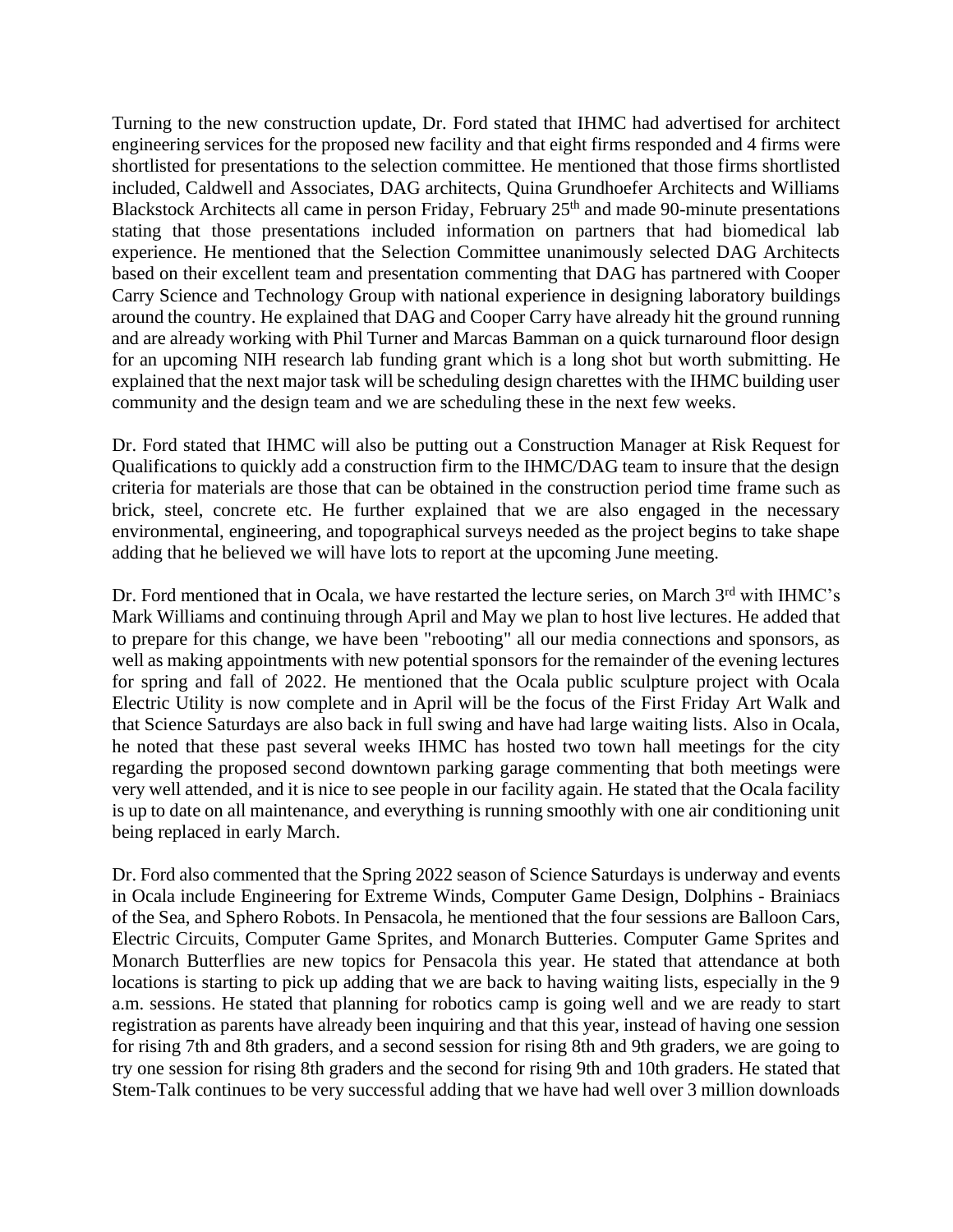Turning to the new construction update, Dr. Ford stated that IHMC had advertised for architect engineering services for the proposed new facility and that eight firms responded and 4 firms were shortlisted for presentations to the selection committee. He mentioned that those firms shortlisted included, Caldwell and Associates, DAG architects, Quina Grundhoefer Architects and Williams Blackstock Architects all came in person Friday, February 25th and made 90-minute presentations stating that those presentations included information on partners that had biomedical lab experience. He mentioned that the Selection Committee unanimously selected DAG Architects based on their excellent team and presentation commenting that DAG has partnered with Cooper Carry Science and Technology Group with national experience in designing laboratory buildings around the country. He explained that DAG and Cooper Carry have already hit the ground running and are already working with Phil Turner and Marcas Bamman on a quick turnaround floor design for an upcoming NIH research lab funding grant which is a long shot but worth submitting. He explained that the next major task will be scheduling design charettes with the IHMC building user community and the design team and we are scheduling these in the next few weeks.

Dr. Ford stated that IHMC will also be putting out a Construction Manager at Risk Request for Qualifications to quickly add a construction firm to the IHMC/DAG team to insure that the design criteria for materials are those that can be obtained in the construction period time frame such as brick, steel, concrete etc. He further explained that we are also engaged in the necessary environmental, engineering, and topographical surveys needed as the project begins to take shape adding that he believed we will have lots to report at the upcoming June meeting.

Dr. Ford mentioned that in Ocala, we have restarted the lecture series, on March 3rd with IHMC's Mark Williams and continuing through April and May we plan to host live lectures. He added that to prepare for this change, we have been "rebooting" all our media connections and sponsors, as well as making appointments with new potential sponsors for the remainder of the evening lectures for spring and fall of 2022. He mentioned that the Ocala public sculpture project with Ocala Electric Utility is now complete and in April will be the focus of the First Friday Art Walk and that Science Saturdays are also back in full swing and have had large waiting lists. Also in Ocala, he noted that these past several weeks IHMC has hosted two town hall meetings for the city regarding the proposed second downtown parking garage commenting that both meetings were very well attended, and it is nice to see people in our facility again. He stated that the Ocala facility is up to date on all maintenance, and everything is running smoothly with one air conditioning unit being replaced in early March.

Dr. Ford also commented that the Spring 2022 season of Science Saturdays is underway and events in Ocala include Engineering for Extreme Winds, Computer Game Design, Dolphins - Brainiacs of the Sea, and Sphero Robots. In Pensacola, he mentioned that the four sessions are Balloon Cars, Electric Circuits, Computer Game Sprites, and Monarch Butteries. Computer Game Sprites and Monarch Butterflies are new topics for Pensacola this year. He stated that attendance at both locations is starting to pick up adding that we are back to having waiting lists, especially in the 9 a.m. sessions. He stated that planning for robotics camp is going well and we are ready to start registration as parents have already been inquiring and that this year, instead of having one session for rising 7th and 8th graders, and a second session for rising 8th and 9th graders, we are going to try one session for rising 8th graders and the second for rising 9th and 10th graders. He stated that Stem-Talk continues to be very successful adding that we have had well over 3 million downloads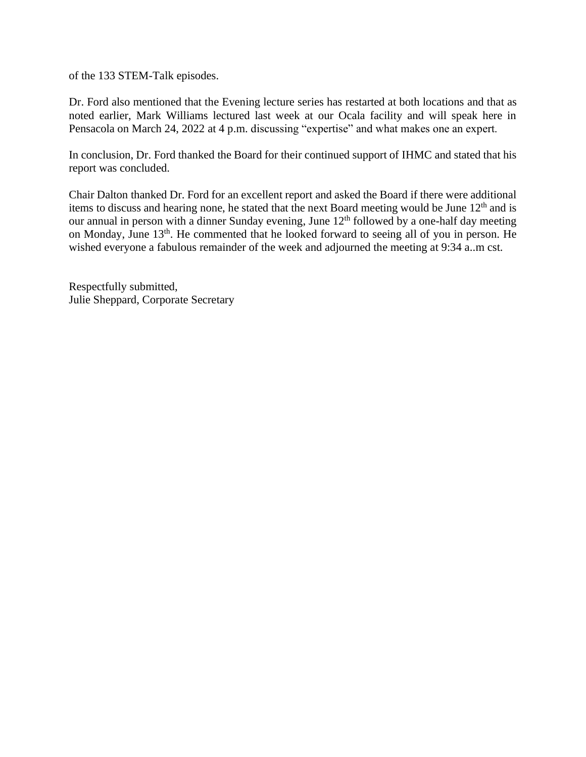of the 133 STEM-Talk episodes.

Dr. Ford also mentioned that the Evening lecture series has restarted at both locations and that as noted earlier, Mark Williams lectured last week at our Ocala facility and will speak here in Pensacola on March 24, 2022 at 4 p.m. discussing "expertise" and what makes one an expert.

In conclusion, Dr. Ford thanked the Board for their continued support of IHMC and stated that his report was concluded.

Chair Dalton thanked Dr. Ford for an excellent report and asked the Board if there were additional items to discuss and hearing none, he stated that the next Board meeting would be June 12th and is our annual in person with a dinner Sunday evening, June 12th followed by a one-half day meeting on Monday, June 13th. He commented that he looked forward to seeing all of you in person. He wished everyone a fabulous remainder of the week and adjourned the meeting at 9:34 a..m cst.

Respectfully submitted,  
Julie Sheppard, Corporate Secretary